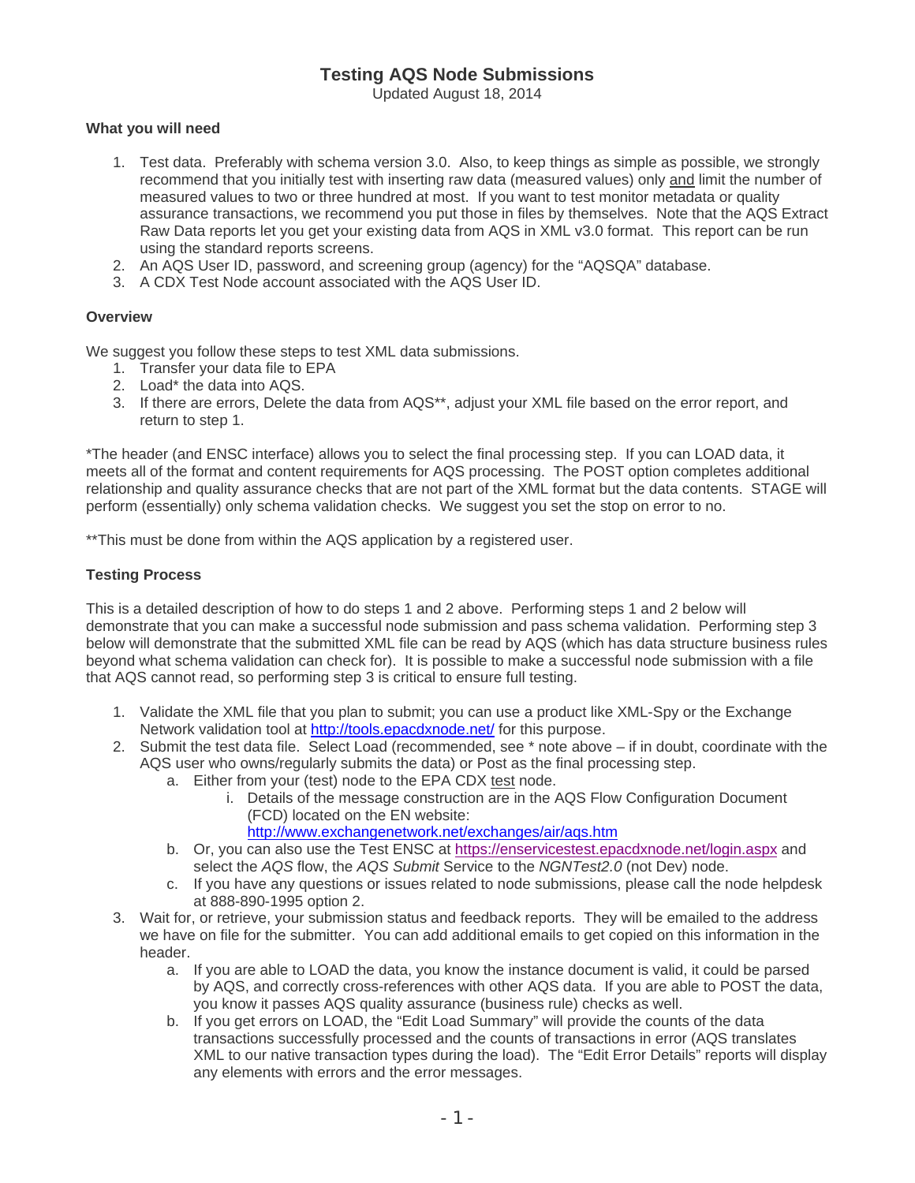# Testing AQS Node Submissions

Updated August 18, 2014

**What you will need**

1. Test data. Preferably with schema version 3.0. Also, to keep things as simple as possible, we strongly recommend that you initially test with inserting raw data (measured values) only and limit the number of measured values to two or three hundred at most. If you want to test monitor metadata or quality assurance transactions, we recommend you put those in files by themselves. Note that the AQS Extract Raw Data reports let you get your existing data from AQS in XML v3.0 format. This report can be run using the standard reports screens.
2. An AQS User ID, password, and screening group (agency) for the "AQSQA" database.
3. A CDX Test Node account associated with the AQS User ID.

**Overview**

We suggest you follow these steps to test XML data submissions.

1. Transfer your data file to EPA
2. Load* the data into AQS.
3. If there are errors, Delete the data from AQS**, adjust your XML file based on the error report, and return to step 1.

*The header (and ENSC interface) allows you to select the final processing step. If you can LOAD data, it meets all of the format and content requirements for AQS processing. The POST option completes additional relationship and quality assurance checks that are not part of the XML format but the data contents. STAGE will perform (essentially) only schema validation checks. We suggest you set the stop on error to no.

**This must be done from within the AQS application by a registered user.

**Testing Process**

This is a detailed description of how to do steps 1 and 2 above. Performing steps 1 and 2 below will demonstrate that you can make a successful node submission and pass schema validation. Performing step 3 below will demonstrate that the submitted XML file can be read by AQS (which has data structure business rules beyond what schema validation can check for). It is possible to make a successful node submission with a file that AQS cannot read, so performing step 3 is critical to ensure full testing.

1. Validate the XML file that you plan to submit; you can use a product like XML-Spy or the Exchange Network validation tool at http://tools.epacdxnode.net/ for this purpose.
2. Submit the test data file. Select Load (recommended, see * note above – if in doubt, coordinate with the AQS user who owns/regularly submits the data) or Post as the final processing step.
   a. Either from your (test) node to the EPA CDX test node.
      i. Details of the message construction are in the AQS Flow Configuration Document (FCD) located on the EN website: http://www.exchangenetwork.net/exchanges/air/aqs.htm
   b. Or, you can also use the Test ENSC at https://enservicestest.epacdxnode.net/login.aspx and select the *AQS* flow, the *AQS Submit* Service to the *NGNTest2.0* (not Dev) node.
   c. If you have any questions or issues related to node submissions, please call the node helpdesk at 888-890-1995 option 2.
3. Wait for, or retrieve, your submission status and feedback reports. They will be emailed to the address we have on file for the submitter. You can add additional emails to get copied on this information in the header.
   a. If you are able to LOAD the data, you know the instance document is valid, it could be parsed by AQS, and correctly cross-references with other AQS data. If you are able to POST the data, you know it passes AQS quality assurance (business rule) checks as well.
   b. If you get errors on LOAD, the "Edit Load Summary" will provide the counts of the data transactions successfully processed and the counts of transactions in error (AQS translates XML to our native transaction types during the load). The "Edit Error Details" reports will display any elements with errors and the error messages.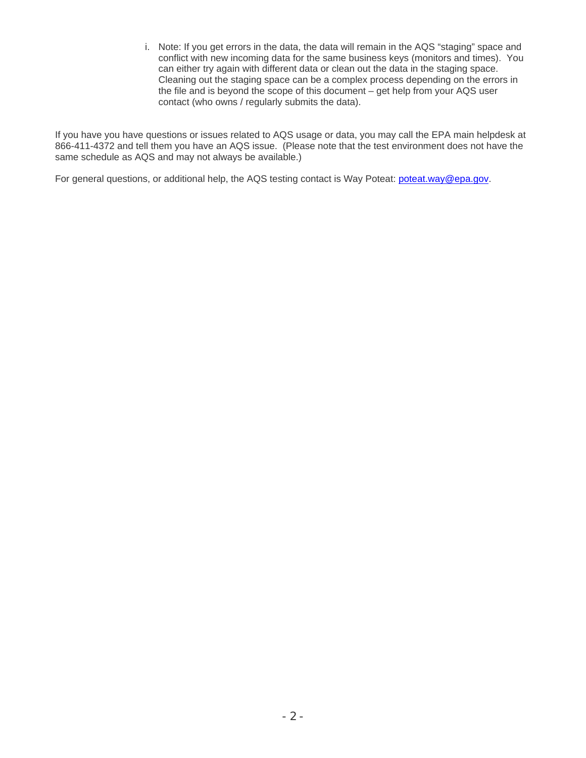i. Note: If you get errors in the data, the data will remain in the AQS "staging" space and conflict with new incoming data for the same business keys (monitors and times). You can either try again with different data or clean out the data in the staging space. Cleaning out the staging space can be a complex process depending on the errors in the file and is beyond the scope of this document – get help from your AQS user contact (who owns / regularly submits the data).

If you have you have questions or issues related to AQS usage or data, you may call the EPA main helpdesk at 866-411-4372 and tell them you have an AQS issue. (Please note that the test environment does not have the same schedule as AQS and may not always be available.)

For general questions, or additional help, the AQS testing contact is Way Poteat: [poteat.way@epa.gov](mailto:poteat.way@epa.gov).